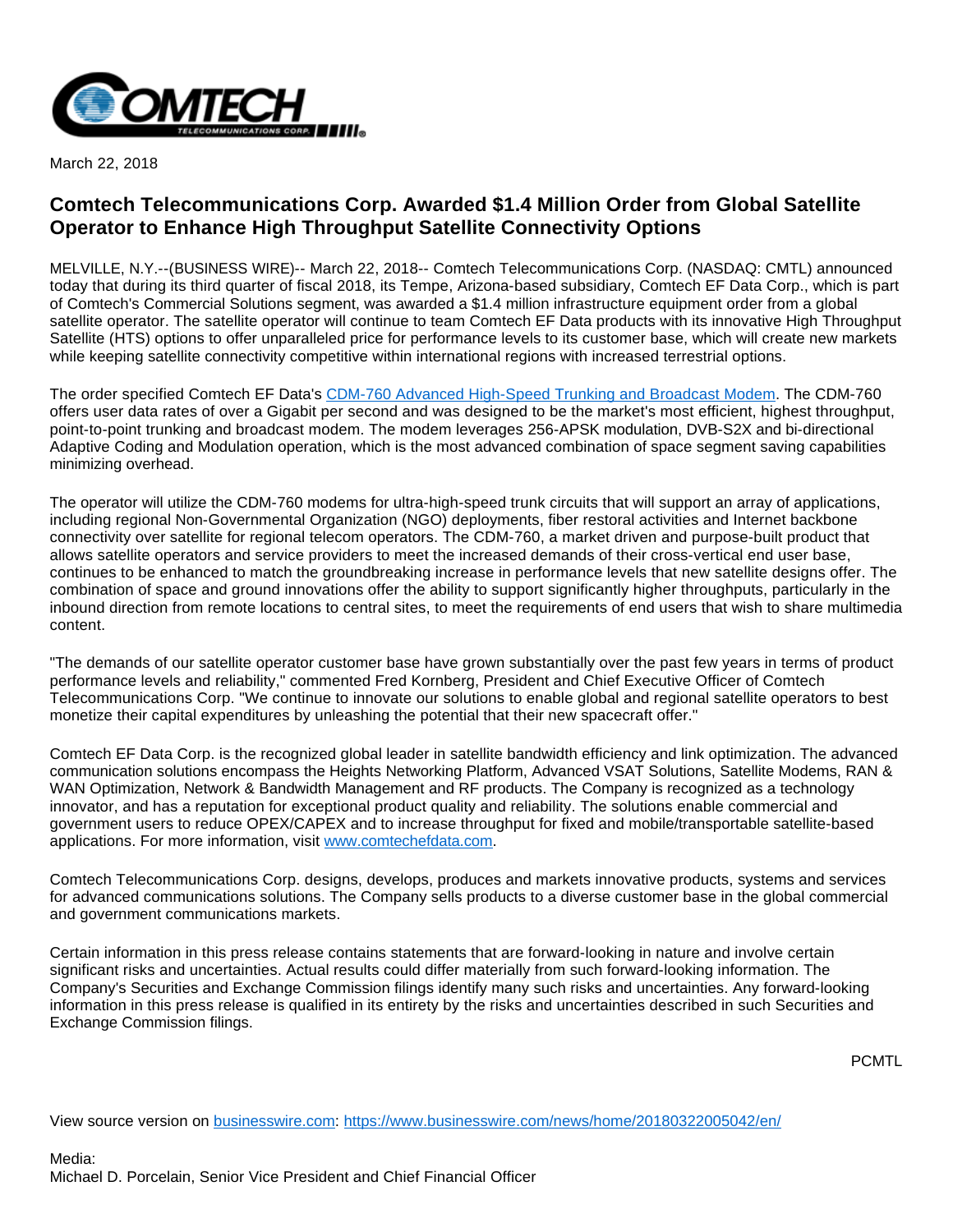March 22, 2018

# Comtech Telecommunications Corp. Awarded $1.4 Million Order from Global Satellite Operator to Enhance High Throughput Satellite Connectivity Options

MELVILLE, N.Y.--(BUSINESS WIRE)-- March 22, 2018-- Comtech Telecommunications Corp. (NASDAQ: CMTL) announced today that during its third quarter of fiscal 2018, its Tempe, Arizona-based subsidiary, Comtech EF Data Corp., which is part of Comtech's Commercial Solutions segment, was awarded a $1.4 million infrastructure equipment order from a global satellite operator. The satellite operator will continue to team Comtech EF Data products with its innovative High Throughput Satellite (HTS) options to offer unparalleled price for performance levels to its customer base, which will create new markets while keeping satellite connectivity competitive within international regions with increased terrestrial options.

The order specified Comtech EF Data's [CDM-760 Advanced High-Speed Trunking and Broadcast Modem](). The CDM-760 offers user data rates of over a Gigabit per second and was designed to be the market's most efficient, highest throughput, point-to-point trunking and broadcast modem. The modem leverages 256-APSK modulation, DVB-S2X and bi-directional Adaptive Coding and Modulation operation, which is the most advanced combination of space segment saving capabilities minimizing overhead.

The operator will utilize the CDM-760 modems for ultra-high-speed trunk circuits that will support an array of applications, including regional Non-Governmental Organization (NGO) deployments, fiber restoral activities and Internet backbone connectivity over satellite for regional telecom operators. The CDM-760, a market driven and purpose-built product that allows satellite operators and service providers to meet the increased demands of their cross-vertical end user base, continues to be enhanced to match the groundbreaking increase in performance levels that new satellite designs offer. The combination of space and ground innovations offer the ability to support significantly higher throughputs, particularly in the inbound direction from remote locations to central sites, to meet the requirements of end users that wish to share multimedia content.

"The demands of our satellite operator customer base have grown substantially over the past few years in terms of product performance levels and reliability," commented Fred Kornberg, President and Chief Executive Officer of Comtech Telecommunications Corp. "We continue to innovate our solutions to enable global and regional satellite operators to best monetize their capital expenditures by unleashing the potential that their new spacecraft offer."

Comtech EF Data Corp. is the recognized global leader in satellite bandwidth efficiency and link optimization. The advanced communication solutions encompass the Heights Networking Platform, Advanced VSAT Solutions, Satellite Modems, RAN & WAN Optimization, Network & Bandwidth Management and RF products. The Company is recognized as a technology innovator, and has a reputation for exceptional product quality and reliability. The solutions enable commercial and government users to reduce OPEX/CAPEX and to increase throughput for fixed and mobile/transportable satellite-based applications. For more information, visit [www.comtechefdata.com]().

Comtech Telecommunications Corp. designs, develops, produces and markets innovative products, systems and services for advanced communications solutions. The Company sells products to a diverse customer base in the global commercial and government communications markets.

Certain information in this press release contains statements that are forward-looking in nature and involve certain significant risks and uncertainties. Actual results could differ materially from such forward-looking information. The Company's Securities and Exchange Commission filings identify many such risks and uncertainties. Any forward-looking information in this press release is qualified in its entirety by the risks and uncertainties described in such Securities and Exchange Commission filings.

PCMTL

View source version on [businesswire.com](): [https://www.businesswire.com/news/home/20180322005042/en/]()

Media:
Michael D. Porcelain, Senior Vice President and Chief Financial Officer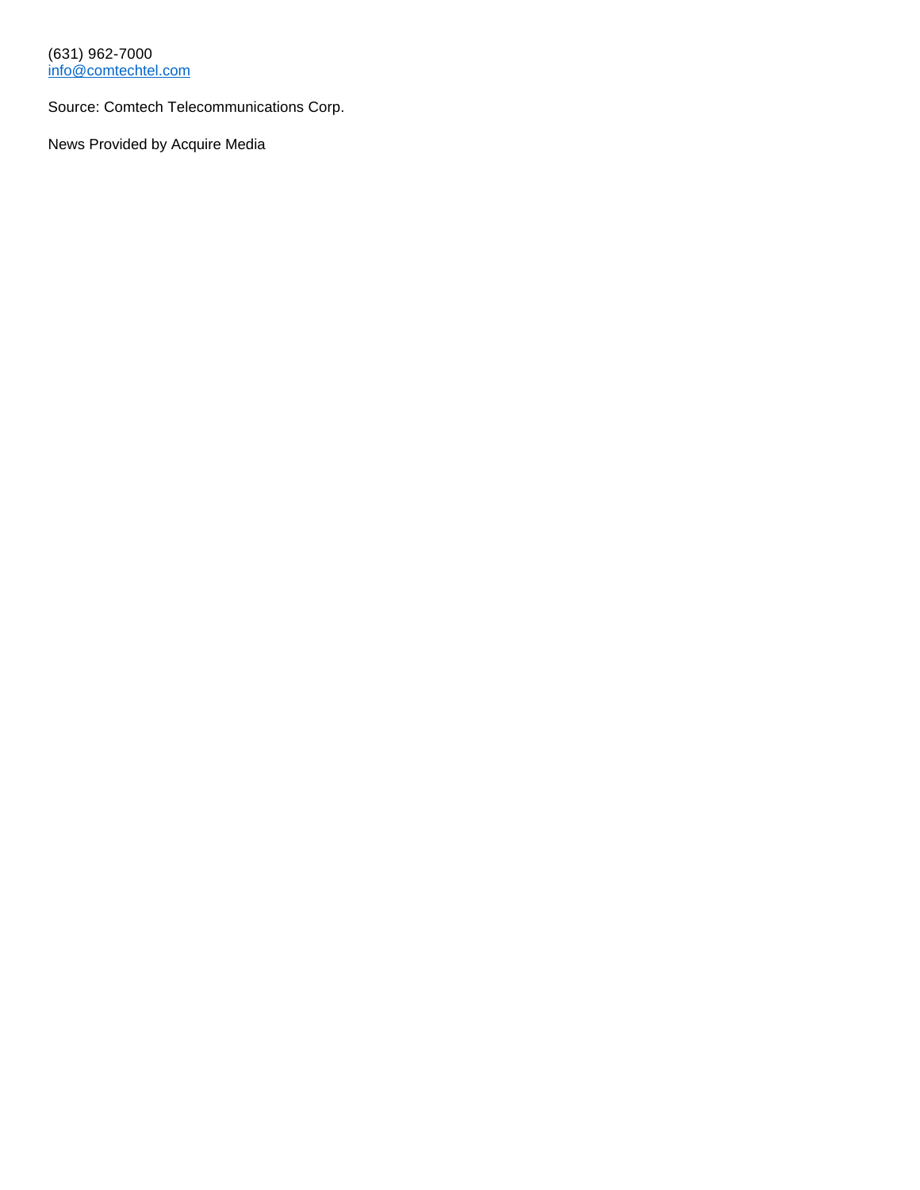(631) 962-7000
info@comtechtel.com

Source: Comtech Telecommunications Corp.

News Provided by Acquire Media